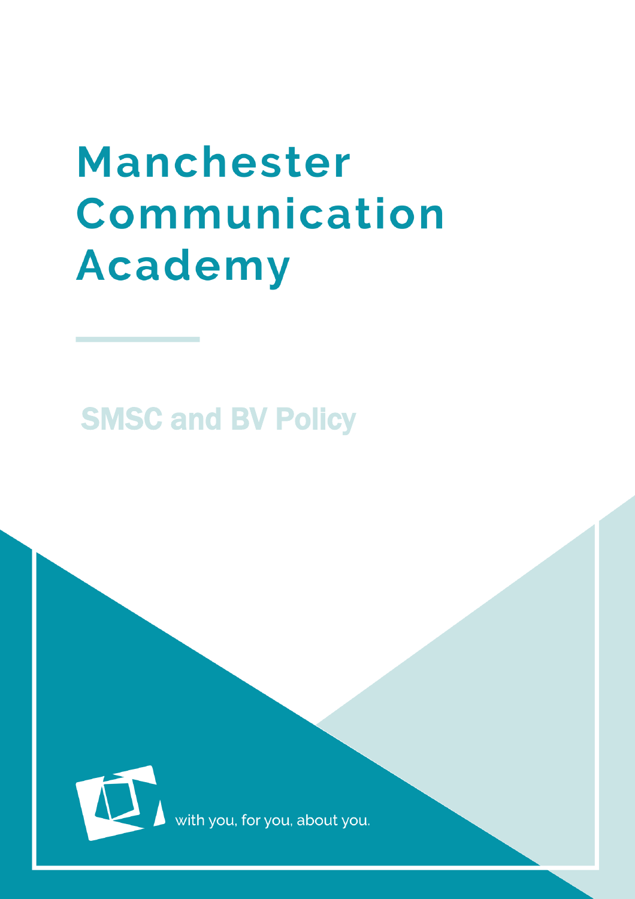# Manchester Communication Academy

## SMSC and BV Policy

with you, for you, about you.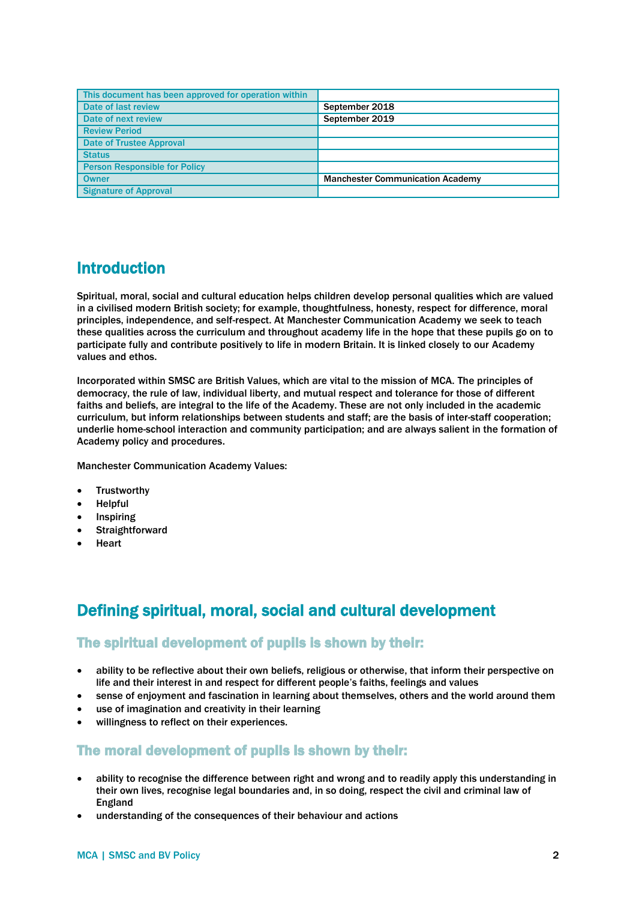| This document has been approved for operation within | |
|---|---|
| Date of last review | September 2018 |
| Date of next review | September 2019 |
| Review Period | |
| Date of Trustee Approval | |
| Status | |
| Person Responsible for Policy | |
| Owner | Manchester Communication Academy |
| Signature of Approval | |

## Introduction

Spiritual, moral, social and cultural education helps children develop personal qualities which are valued in a civilised modern British society; for example, thoughtfulness, honesty, respect for difference, moral principles, independence, and self-respect. At Manchester Communication Academy we seek to teach these qualities across the curriculum and throughout academy life in the hope that these pupils go on to participate fully and contribute positively to life in modern Britain. It is linked closely to our Academy values and ethos.

Incorporated within SMSC are British Values, which are vital to the mission of MCA. The principles of democracy, the rule of law, individual liberty, and mutual respect and tolerance for those of different faiths and beliefs, are integral to the life of the Academy. These are not only included in the academic curriculum, but inform relationships between students and staff; are the basis of inter-staff cooperation; underlie home-school interaction and community participation; and are always salient in the formation of Academy policy and procedures.

Manchester Communication Academy Values:

- Trustworthy
- Helpful
- Inspiring
- Straightforward
- Heart

## Defining spiritual, moral, social and cultural development

### The spiritual development of pupils is shown by their:

- ability to be reflective about their own beliefs, religious or otherwise, that inform their perspective on life and their interest in and respect for different people's faiths, feelings and values
- sense of enjoyment and fascination in learning about themselves, others and the world around them
- use of imagination and creativity in their learning
- willingness to reflect on their experiences.

### The moral development of pupils is shown by their:

- ability to recognise the difference between right and wrong and to readily apply this understanding in their own lives, recognise legal boundaries and, in so doing, respect the civil and criminal law of England
- understanding of the consequences of their behaviour and actions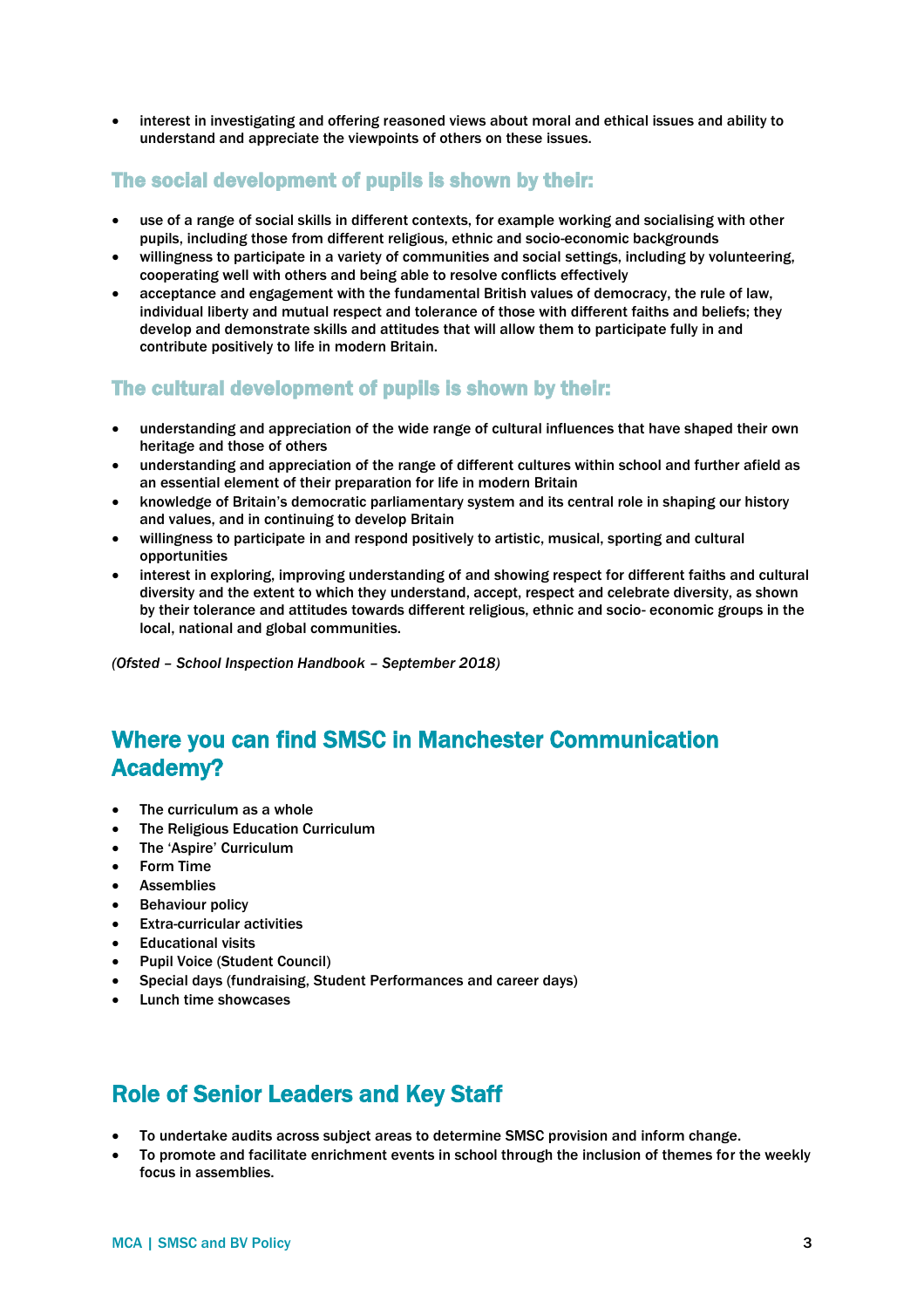- interest in investigating and offering reasoned views about moral and ethical issues and ability to understand and appreciate the viewpoints of others on these issues.

### The social development of pupils is shown by their:

- use of a range of social skills in different contexts, for example working and socialising with other pupils, including those from different religious, ethnic and socio-economic backgrounds
- willingness to participate in a variety of communities and social settings, including by volunteering, cooperating well with others and being able to resolve conflicts effectively
- acceptance and engagement with the fundamental British values of democracy, the rule of law, individual liberty and mutual respect and tolerance of those with different faiths and beliefs; they develop and demonstrate skills and attitudes that will allow them to participate fully in and contribute positively to life in modern Britain.

### The cultural development of pupils is shown by their:

- understanding and appreciation of the wide range of cultural influences that have shaped their own heritage and those of others
- understanding and appreciation of the range of different cultures within school and further afield as an essential element of their preparation for life in modern Britain
- knowledge of Britain's democratic parliamentary system and its central role in shaping our history and values, and in continuing to develop Britain
- willingness to participate in and respond positively to artistic, musical, sporting and cultural opportunities
- interest in exploring, improving understanding of and showing respect for different faiths and cultural diversity and the extent to which they understand, accept, respect and celebrate diversity, as shown by their tolerance and attitudes towards different religious, ethnic and socio- economic groups in the local, national and global communities.

*(Ofsted – School Inspection Handbook – September 2018)*

## Where you can find SMSC in Manchester Communication Academy?

- The curriculum as a whole
- The Religious Education Curriculum
- The 'Aspire' Curriculum
- Form Time
- Assemblies
- Behaviour policy
- Extra-curricular activities
- Educational visits
- Pupil Voice (Student Council)
- Special days (fundraising, Student Performances and career days)
- Lunch time showcases

## Role of Senior Leaders and Key Staff

- To undertake audits across subject areas to determine SMSC provision and inform change.
- To promote and facilitate enrichment events in school through the inclusion of themes for the weekly focus in assemblies.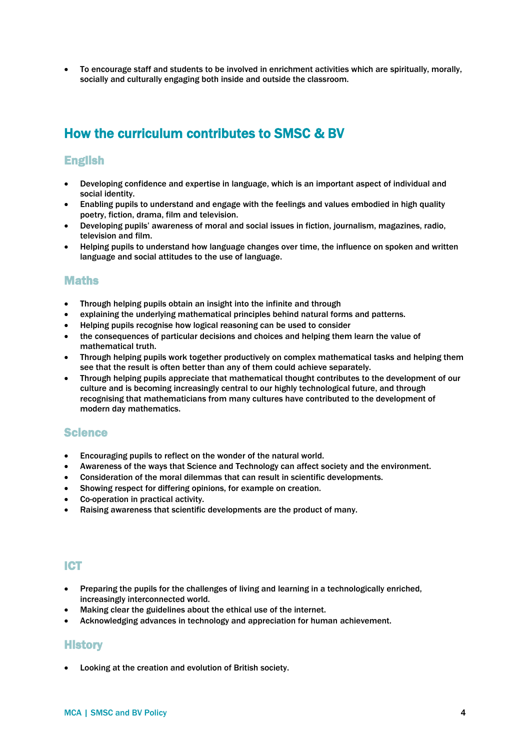- To encourage staff and students to be involved in enrichment activities which are spiritually, morally, socially and culturally engaging both inside and outside the classroom.

## How the curriculum contributes to SMSC & BV

### English

- Developing confidence and expertise in language, which is an important aspect of individual and social identity.
- Enabling pupils to understand and engage with the feelings and values embodied in high quality poetry, fiction, drama, film and television.
- Developing pupils' awareness of moral and social issues in fiction, journalism, magazines, radio, television and film.
- Helping pupils to understand how language changes over time, the influence on spoken and written language and social attitudes to the use of language.

### Maths

- Through helping pupils obtain an insight into the infinite and through
- explaining the underlying mathematical principles behind natural forms and patterns.
- Helping pupils recognise how logical reasoning can be used to consider
- the consequences of particular decisions and choices and helping them learn the value of mathematical truth.
- Through helping pupils work together productively on complex mathematical tasks and helping them see that the result is often better than any of them could achieve separately.
- Through helping pupils appreciate that mathematical thought contributes to the development of our culture and is becoming increasingly central to our highly technological future, and through recognising that mathematicians from many cultures have contributed to the development of modern day mathematics.

### Science

- Encouraging pupils to reflect on the wonder of the natural world.
- Awareness of the ways that Science and Technology can affect society and the environment.
- Consideration of the moral dilemmas that can result in scientific developments.
- Showing respect for differing opinions, for example on creation.
- Co-operation in practical activity.
- Raising awareness that scientific developments are the product of many.

### ICT

- Preparing the pupils for the challenges of living and learning in a technologically enriched, increasingly interconnected world.
- Making clear the guidelines about the ethical use of the internet.
- Acknowledging advances in technology and appreciation for human achievement.

### History

- Looking at the creation and evolution of British society.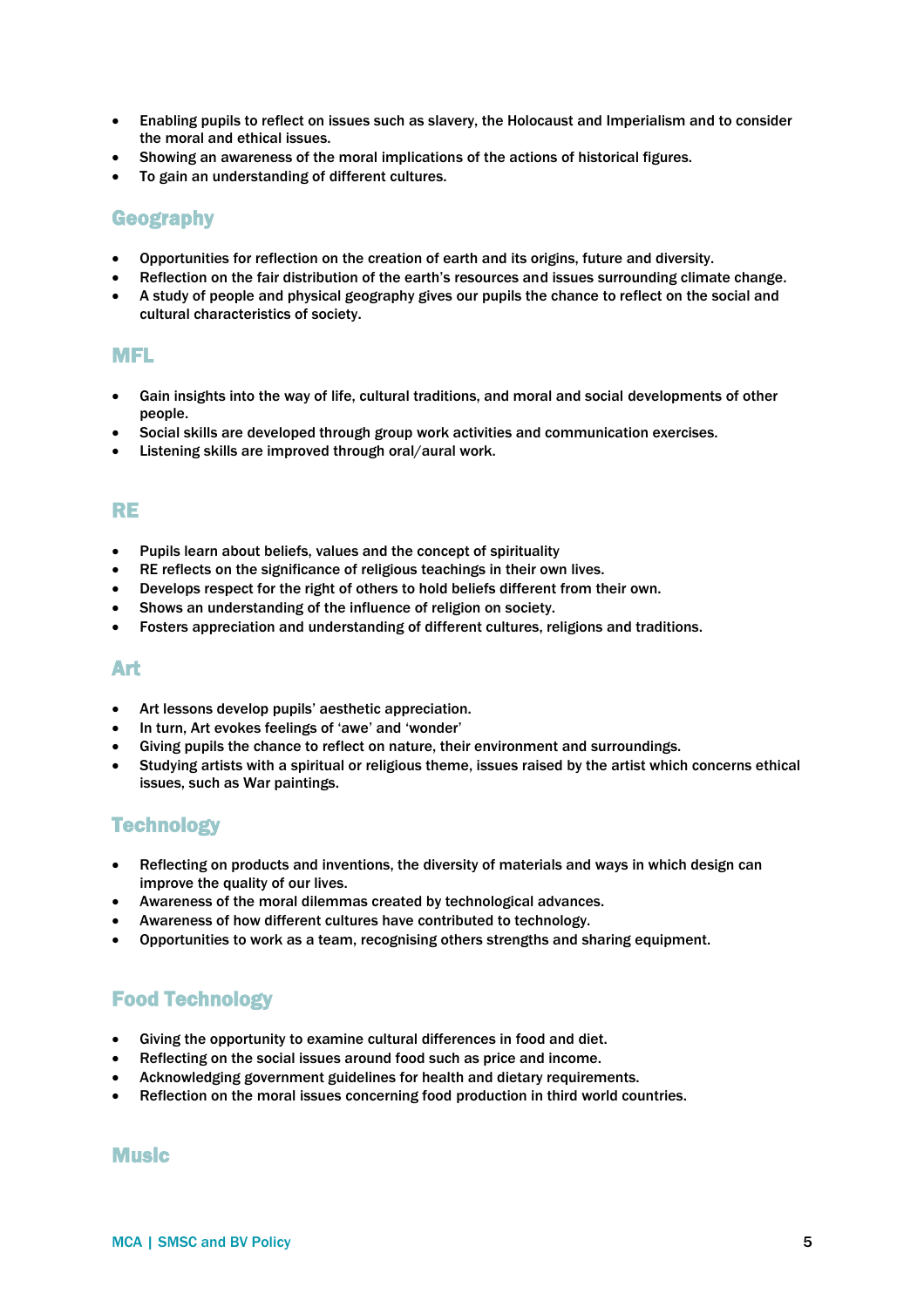- Enabling pupils to reflect on issues such as slavery, the Holocaust and Imperialism and to consider the moral and ethical issues.
- Showing an awareness of the moral implications of the actions of historical figures.
- To gain an understanding of different cultures.

## Geography

- Opportunities for reflection on the creation of earth and its origins, future and diversity.
- Reflection on the fair distribution of the earth's resources and issues surrounding climate change.
- A study of people and physical geography gives our pupils the chance to reflect on the social and cultural characteristics of society.

## MFL

- Gain insights into the way of life, cultural traditions, and moral and social developments of other people.
- Social skills are developed through group work activities and communication exercises.
- Listening skills are improved through oral/aural work.

## RE

- Pupils learn about beliefs, values and the concept of spirituality
- RE reflects on the significance of religious teachings in their own lives.
- Develops respect for the right of others to hold beliefs different from their own.
- Shows an understanding of the influence of religion on society.
- Fosters appreciation and understanding of different cultures, religions and traditions.

## Art

- Art lessons develop pupils' aesthetic appreciation.
- In turn, Art evokes feelings of 'awe' and 'wonder'
- Giving pupils the chance to reflect on nature, their environment and surroundings.
- Studying artists with a spiritual or religious theme, issues raised by the artist which concerns ethical issues, such as War paintings.

## Technology

- Reflecting on products and inventions, the diversity of materials and ways in which design can improve the quality of our lives.
- Awareness of the moral dilemmas created by technological advances.
- Awareness of how different cultures have contributed to technology.
- Opportunities to work as a team, recognising others strengths and sharing equipment.

## Food Technology

- Giving the opportunity to examine cultural differences in food and diet.
- Reflecting on the social issues around food such as price and income.
- Acknowledging government guidelines for health and dietary requirements.
- Reflection on the moral issues concerning food production in third world countries.

## Music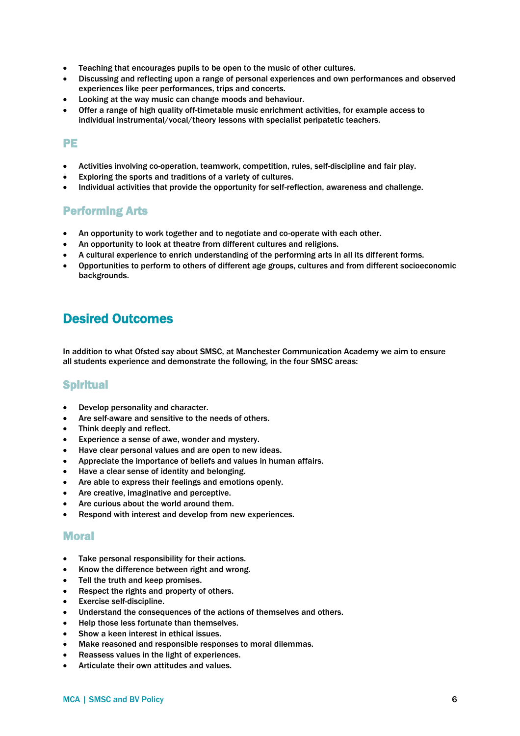- Teaching that encourages pupils to be open to the music of other cultures.
- Discussing and reflecting upon a range of personal experiences and own performances and observed experiences like peer performances, trips and concerts.
- Looking at the way music can change moods and behaviour.
- Offer a range of high quality off-timetable music enrichment activities, for example access to individual instrumental/vocal/theory lessons with specialist peripatetic teachers.

### PE

- Activities involving co-operation, teamwork, competition, rules, self-discipline and fair play.
- Exploring the sports and traditions of a variety of cultures.
- Individual activities that provide the opportunity for self-reflection, awareness and challenge.

### Performing Arts

- An opportunity to work together and to negotiate and co-operate with each other.
- An opportunity to look at theatre from different cultures and religions.
- A cultural experience to enrich understanding of the performing arts in all its different forms.
- Opportunities to perform to others of different age groups, cultures and from different socioeconomic backgrounds.

## Desired Outcomes

In addition to what Ofsted say about SMSC, at Manchester Communication Academy we aim to ensure all students experience and demonstrate the following, in the four SMSC areas:

### Spiritual

- Develop personality and character.
- Are self-aware and sensitive to the needs of others.
- Think deeply and reflect.
- Experience a sense of awe, wonder and mystery.
- Have clear personal values and are open to new ideas.
- Appreciate the importance of beliefs and values in human affairs.
- Have a clear sense of identity and belonging.
- Are able to express their feelings and emotions openly.
- Are creative, imaginative and perceptive.
- Are curious about the world around them.
- Respond with interest and develop from new experiences.

### Moral

- Take personal responsibility for their actions.
- Know the difference between right and wrong.
- Tell the truth and keep promises.
- Respect the rights and property of others.
- Exercise self-discipline.
- Understand the consequences of the actions of themselves and others.
- Help those less fortunate than themselves.
- Show a keen interest in ethical issues.
- Make reasoned and responsible responses to moral dilemmas.
- Reassess values in the light of experiences.
- Articulate their own attitudes and values.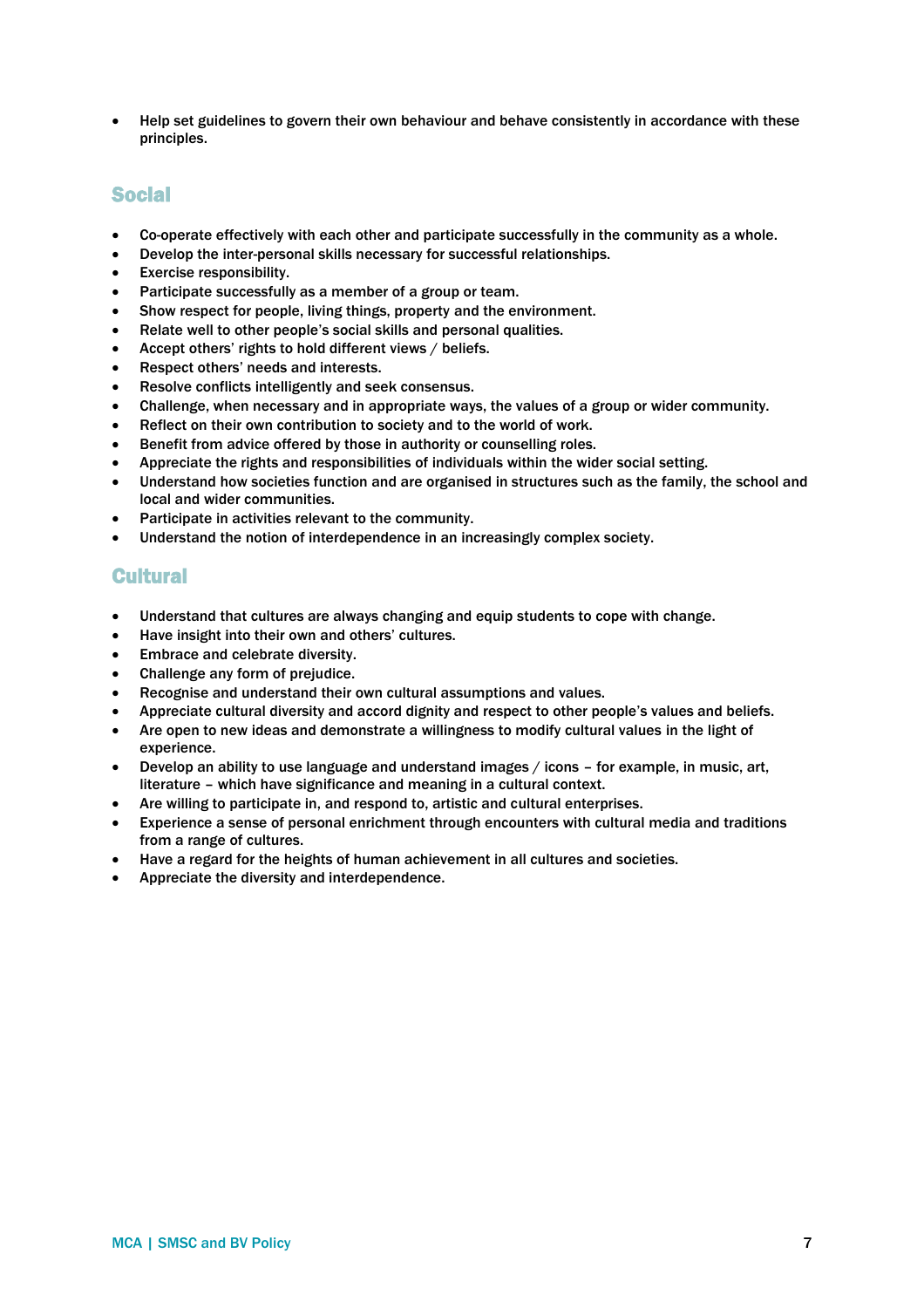- Help set guidelines to govern their own behaviour and behave consistently in accordance with these principles.

## Social

- Co-operate effectively with each other and participate successfully in the community as a whole.
- Develop the inter-personal skills necessary for successful relationships.
- Exercise responsibility.
- Participate successfully as a member of a group or team.
- Show respect for people, living things, property and the environment.
- Relate well to other people's social skills and personal qualities.
- Accept others' rights to hold different views / beliefs.
- Respect others' needs and interests.
- Resolve conflicts intelligently and seek consensus.
- Challenge, when necessary and in appropriate ways, the values of a group or wider community.
- Reflect on their own contribution to society and to the world of work.
- Benefit from advice offered by those in authority or counselling roles.
- Appreciate the rights and responsibilities of individuals within the wider social setting.
- Understand how societies function and are organised in structures such as the family, the school and local and wider communities.
- Participate in activities relevant to the community.
- Understand the notion of interdependence in an increasingly complex society.

## Cultural

- Understand that cultures are always changing and equip students to cope with change.
- Have insight into their own and others' cultures.
- Embrace and celebrate diversity.
- Challenge any form of prejudice.
- Recognise and understand their own cultural assumptions and values.
- Appreciate cultural diversity and accord dignity and respect to other people's values and beliefs.
- Are open to new ideas and demonstrate a willingness to modify cultural values in the light of experience.
- Develop an ability to use language and understand images / icons – for example, in music, art, literature – which have significance and meaning in a cultural context.
- Are willing to participate in, and respond to, artistic and cultural enterprises.
- Experience a sense of personal enrichment through encounters with cultural media and traditions from a range of cultures.
- Have a regard for the heights of human achievement in all cultures and societies.
- Appreciate the diversity and interdependence.